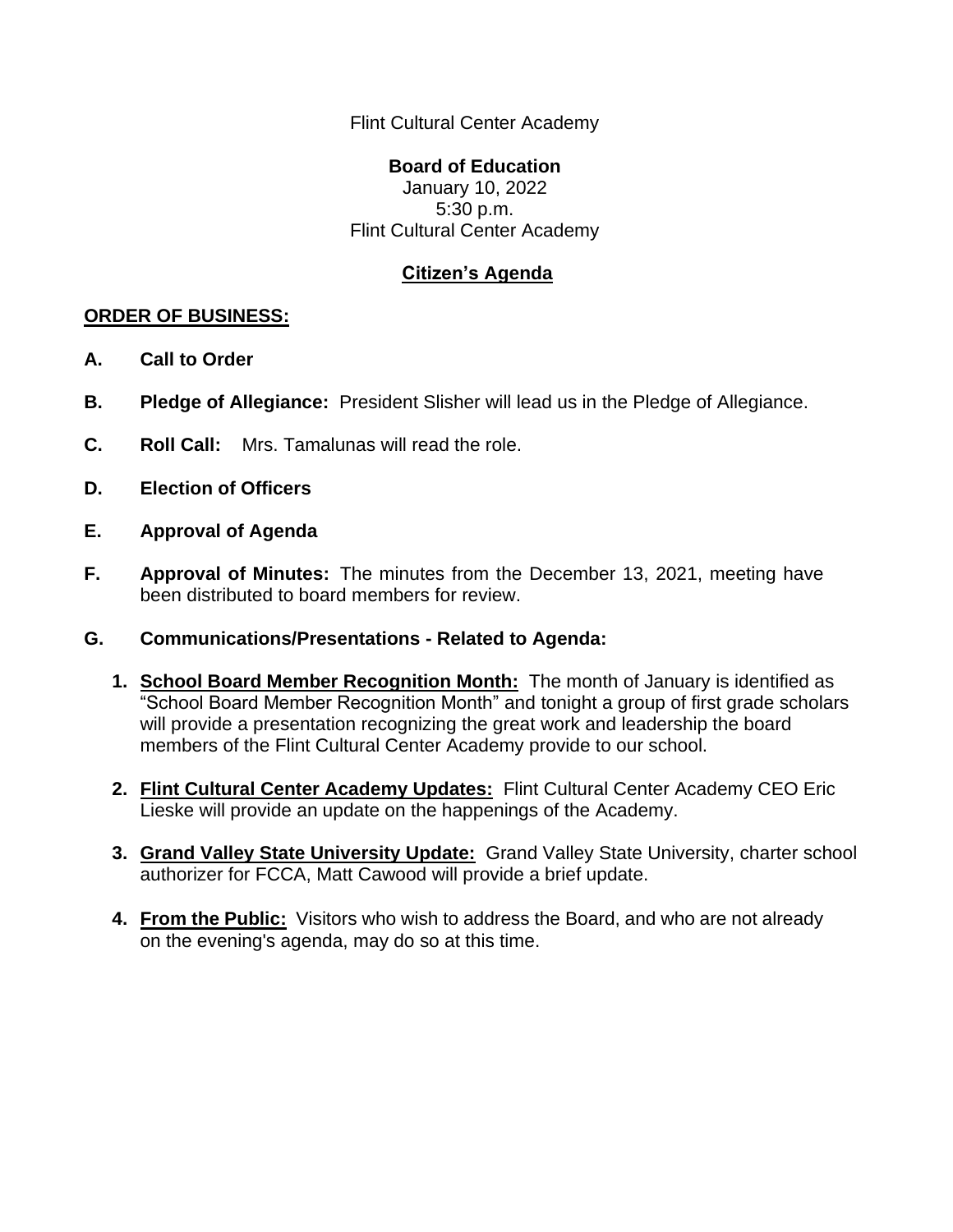Flint Cultural Center Academy

**Board of Education**
January 10, 2022
5:30 p.m.
Flint Cultural Center Academy

## Citizen's Agenda

**ORDER OF BUSINESS:**

**A. Call to Order**

**B. Pledge of Allegiance:** President Slisher will lead us in the Pledge of Allegiance.

**C. Roll Call:** Mrs. Tamalunas will read the role.

**D. Election of Officers**

**E. Approval of Agenda**

**F. Approval of Minutes:** The minutes from the December 13, 2021, meeting have been distributed to board members for review.

**G. Communications/Presentations - Related to Agenda:**

1. **School Board Member Recognition Month:** The month of January is identified as "School Board Member Recognition Month" and tonight a group of first grade scholars will provide a presentation recognizing the great work and leadership the board members of the Flint Cultural Center Academy provide to our school.

2. **Flint Cultural Center Academy Updates:** Flint Cultural Center Academy CEO Eric Lieske will provide an update on the happenings of the Academy.

3. **Grand Valley State University Update:** Grand Valley State University, charter school authorizer for FCCA, Matt Cawood will provide a brief update.

4. **From the Public:** Visitors who wish to address the Board, and who are not already on the evening's agenda, may do so at this time.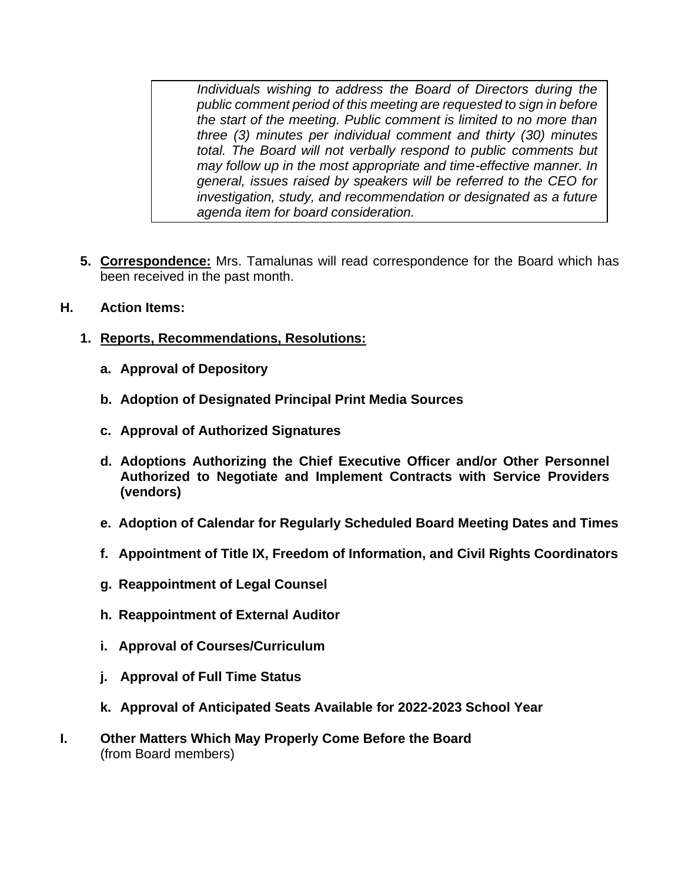> *Individuals wishing to address the Board of Directors during the public comment period of this meeting are requested to sign in before the start of the meeting. Public comment is limited to no more than three (3) minutes per individual comment and thirty (30) minutes total. The Board will not verbally respond to public comments but may follow up in the most appropriate and time-effective manner. In general, issues raised by speakers will be referred to the CEO for investigation, study, and recommendation or designated as a future agenda item for board consideration.*

5. **Correspondence:** Mrs. Tamalunas will read correspondence for the Board which has been received in the past month.

**H. Action Items:**

1. **Reports, Recommendations, Resolutions:**

   **a. Approval of Depository**

   **b. Adoption of Designated Principal Print Media Sources**

   **c. Approval of Authorized Signatures**

   **d. Adoptions Authorizing the Chief Executive Officer and/or Other Personnel Authorized to Negotiate and Implement Contracts with Service Providers (vendors)**

   **e. Adoption of Calendar for Regularly Scheduled Board Meeting Dates and Times**

   **f. Appointment of Title IX, Freedom of Information, and Civil Rights Coordinators**

   **g. Reappointment of Legal Counsel**

   **h. Reappointment of External Auditor**

   **i. Approval of Courses/Curriculum**

   **j. Approval of Full Time Status**

   **k. Approval of Anticipated Seats Available for 2022-2023 School Year**

**I. Other Matters Which May Properly Come Before the Board**
(from Board members)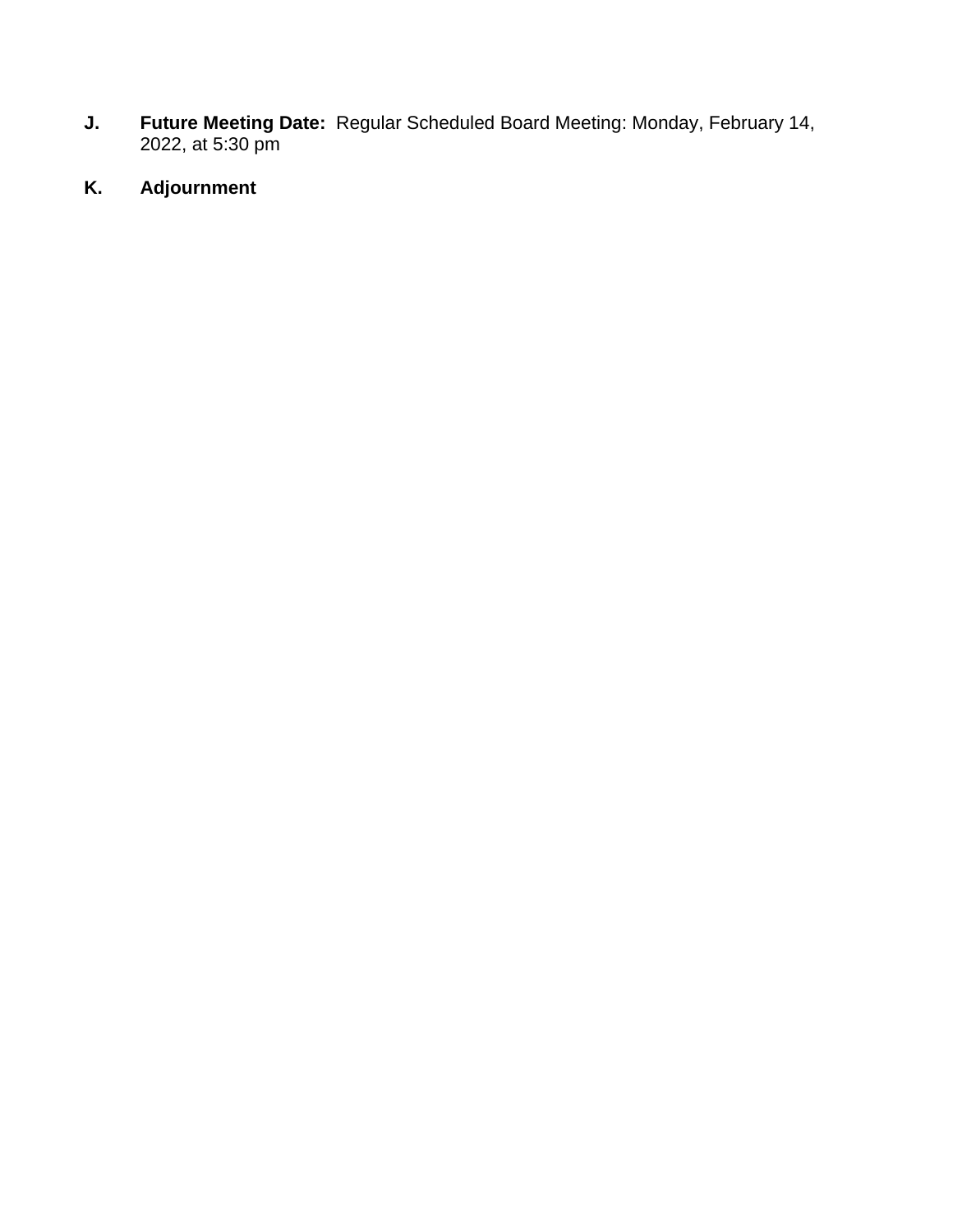**J. Future Meeting Date:** Regular Scheduled Board Meeting: Monday, February 14, 2022, at 5:30 pm

**K. Adjournment**